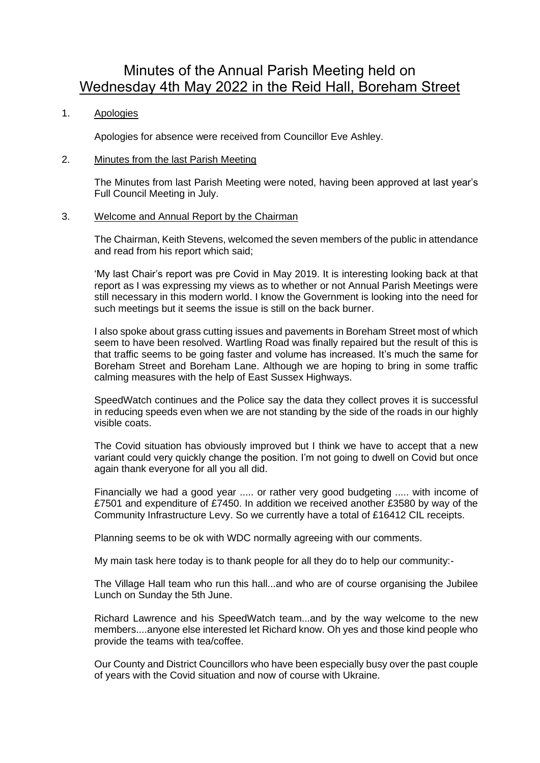# Minutes of the Annual Parish Meeting held on Wednesday 4th May 2022 in the Reid Hall, Boreham Street

1. Apologies

   Apologies for absence were received from Councillor Eve Ashley.

2. Minutes from the last Parish Meeting

   The Minutes from last Parish Meeting were noted, having been approved at last year's Full Council Meeting in July.

3. Welcome and Annual Report by the Chairman

   The Chairman, Keith Stevens, welcomed the seven members of the public in attendance and read from his report which said;

   'My last Chair's report was pre Covid in May 2019. It is interesting looking back at that report as I was expressing my views as to whether or not Annual Parish Meetings were still necessary in this modern world. I know the Government is looking into the need for such meetings but it seems the issue is still on the back burner.

   I also spoke about grass cutting issues and pavements in Boreham Street most of which seem to have been resolved. Wartling Road was finally repaired but the result of this is that traffic seems to be going faster and volume has increased. It's much the same for Boreham Street and Boreham Lane. Although we are hoping to bring in some traffic calming measures with the help of East Sussex Highways.

   SpeedWatch continues and the Police say the data they collect proves it is successful in reducing speeds even when we are not standing by the side of the roads in our highly visible coats.

   The Covid situation has obviously improved but I think we have to accept that a new variant could very quickly change the position. I'm not going to dwell on Covid but once again thank everyone for all you all did.

   Financially we had a good year ..... or rather very good budgeting ..... with income of £7501 and expenditure of £7450. In addition we received another £3580 by way of the Community Infrastructure Levy. So we currently have a total of £16412 CIL receipts.

   Planning seems to be ok with WDC normally agreeing with our comments.

   My main task here today is to thank people for all they do to help our community:-

   The Village Hall team who run this hall...and who are of course organising the Jubilee Lunch on Sunday the 5th June.

   Richard Lawrence and his SpeedWatch team...and by the way welcome to the new members....anyone else interested let Richard know. Oh yes and those kind people who provide the teams with tea/coffee.

   Our County and District Councillors who have been especially busy over the past couple of years with the Covid situation and now of course with Ukraine.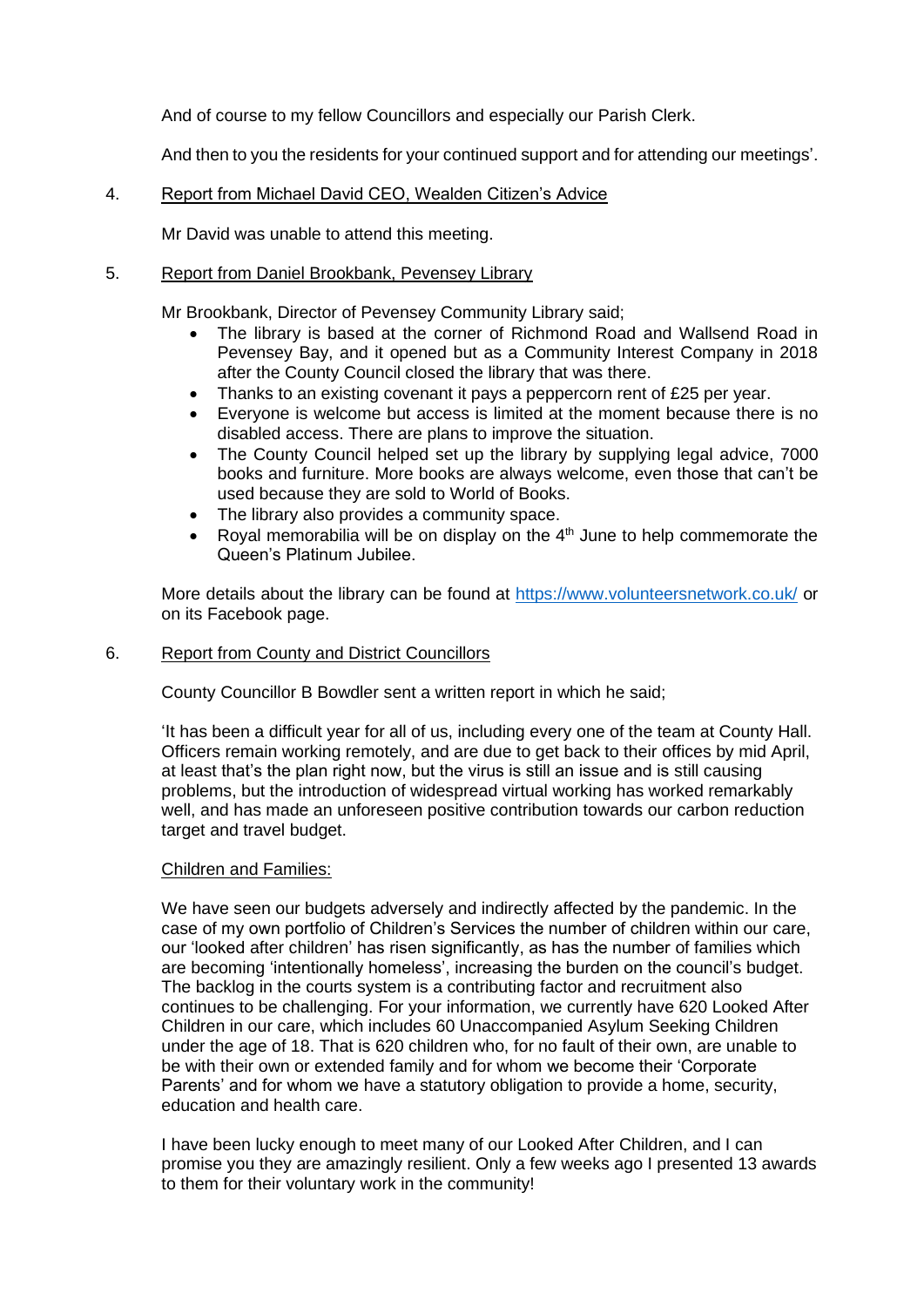And of course to my fellow Councillors and especially our Parish Clerk.

And then to you the residents for your continued support and for attending our meetings'.

4. Report from Michael David CEO, Wealden Citizen's Advice

Mr David was unable to attend this meeting.

5. Report from Daniel Brookbank, Pevensey Library

Mr Brookbank, Director of Pevensey Community Library said;

- The library is based at the corner of Richmond Road and Wallsend Road in Pevensey Bay, and it opened but as a Community Interest Company in 2018 after the County Council closed the library that was there.
- Thanks to an existing covenant it pays a peppercorn rent of £25 per year.
- Everyone is welcome but access is limited at the moment because there is no disabled access. There are plans to improve the situation.
- The County Council helped set up the library by supplying legal advice, 7000 books and furniture. More books are always welcome, even those that can't be used because they are sold to World of Books.
- The library also provides a community space.
- Royal memorabilia will be on display on the 4th June to help commemorate the Queen's Platinum Jubilee.

More details about the library can be found at https://www.volunteersnetwork.co.uk/ or on its Facebook page.

6. Report from County and District Councillors

County Councillor B Bowdler sent a written report in which he said;

'It has been a difficult year for all of us, including every one of the team at County Hall. Officers remain working remotely, and are due to get back to their offices by mid April, at least that's the plan right now, but the virus is still an issue and is still causing problems, but the introduction of widespread virtual working has worked remarkably well, and has made an unforeseen positive contribution towards our carbon reduction target and travel budget.

Children and Families:

We have seen our budgets adversely and indirectly affected by the pandemic. In the case of my own portfolio of Children's Services the number of children within our care, our 'looked after children' has risen significantly, as has the number of families which are becoming 'intentionally homeless', increasing the burden on the council's budget. The backlog in the courts system is a contributing factor and recruitment also continues to be challenging. For your information, we currently have 620 Looked After Children in our care, which includes 60 Unaccompanied Asylum Seeking Children under the age of 18. That is 620 children who, for no fault of their own, are unable to be with their own or extended family and for whom we become their 'Corporate Parents' and for whom we have a statutory obligation to provide a home, security, education and health care.

I have been lucky enough to meet many of our Looked After Children, and I can promise you they are amazingly resilient. Only a few weeks ago I presented 13 awards to them for their voluntary work in the community!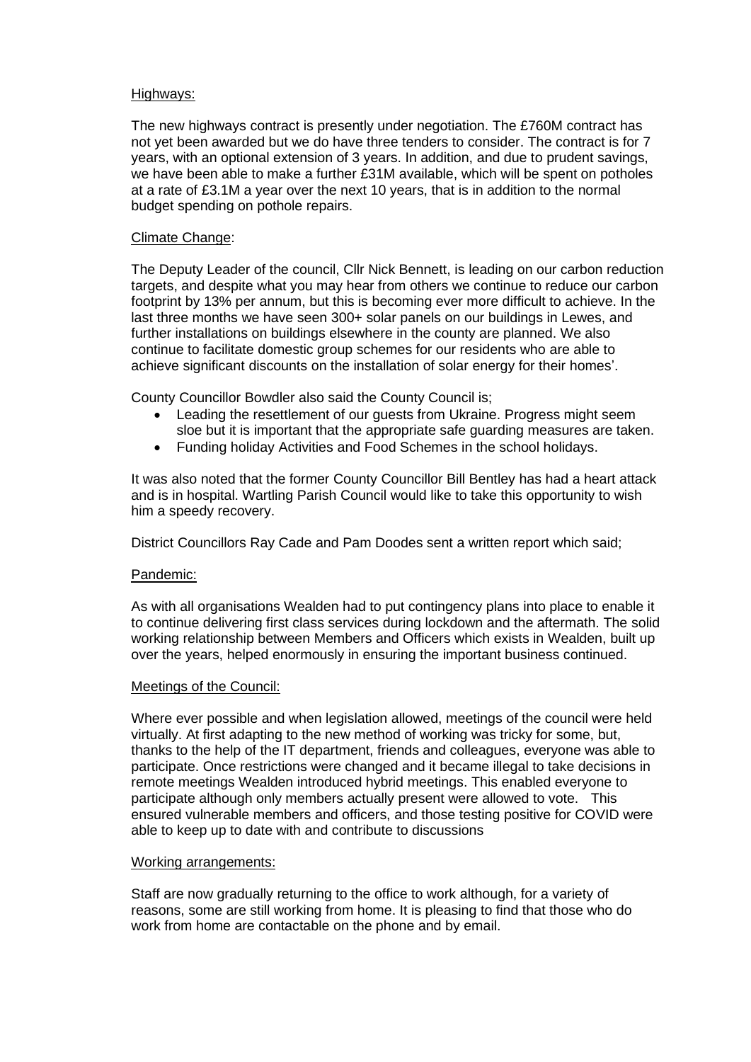Highways:

The new highways contract is presently under negotiation. The £760M contract has not yet been awarded but we do have three tenders to consider. The contract is for 7 years, with an optional extension of 3 years. In addition, and due to prudent savings, we have been able to make a further £31M available, which will be spent on potholes at a rate of £3.1M a year over the next 10 years, that is in addition to the normal budget spending on pothole repairs.

Climate Change:

The Deputy Leader of the council, Cllr Nick Bennett, is leading on our carbon reduction targets, and despite what you may hear from others we continue to reduce our carbon footprint by 13% per annum, but this is becoming ever more difficult to achieve. In the last three months we have seen 300+ solar panels on our buildings in Lewes, and further installations on buildings elsewhere in the county are planned. We also continue to facilitate domestic group schemes for our residents who are able to achieve significant discounts on the installation of solar energy for their homes'.

County Councillor Bowdler also said the County Council is;

- Leading the resettlement of our guests from Ukraine. Progress might seem sloe but it is important that the appropriate safe guarding measures are taken.
- Funding holiday Activities and Food Schemes in the school holidays.

It was also noted that the former County Councillor Bill Bentley has had a heart attack and is in hospital. Wartling Parish Council would like to take this opportunity to wish him a speedy recovery.

District Councillors Ray Cade and Pam Doodes sent a written report which said;

Pandemic:

As with all organisations Wealden had to put contingency plans into place to enable it to continue delivering first class services during lockdown and the aftermath. The solid working relationship between Members and Officers which exists in Wealden, built up over the years, helped enormously in ensuring the important business continued.

Meetings of the Council:

Where ever possible and when legislation allowed, meetings of the council were held virtually. At first adapting to the new method of working was tricky for some, but, thanks to the help of the IT department, friends and colleagues, everyone was able to participate. Once restrictions were changed and it became illegal to take decisions in remote meetings Wealden introduced hybrid meetings. This enabled everyone to participate although only members actually present were allowed to vote. This ensured vulnerable members and officers, and those testing positive for COVID were able to keep up to date with and contribute to discussions

Working arrangements:

Staff are now gradually returning to the office to work although, for a variety of reasons, some are still working from home. It is pleasing to find that those who do work from home are contactable on the phone and by email.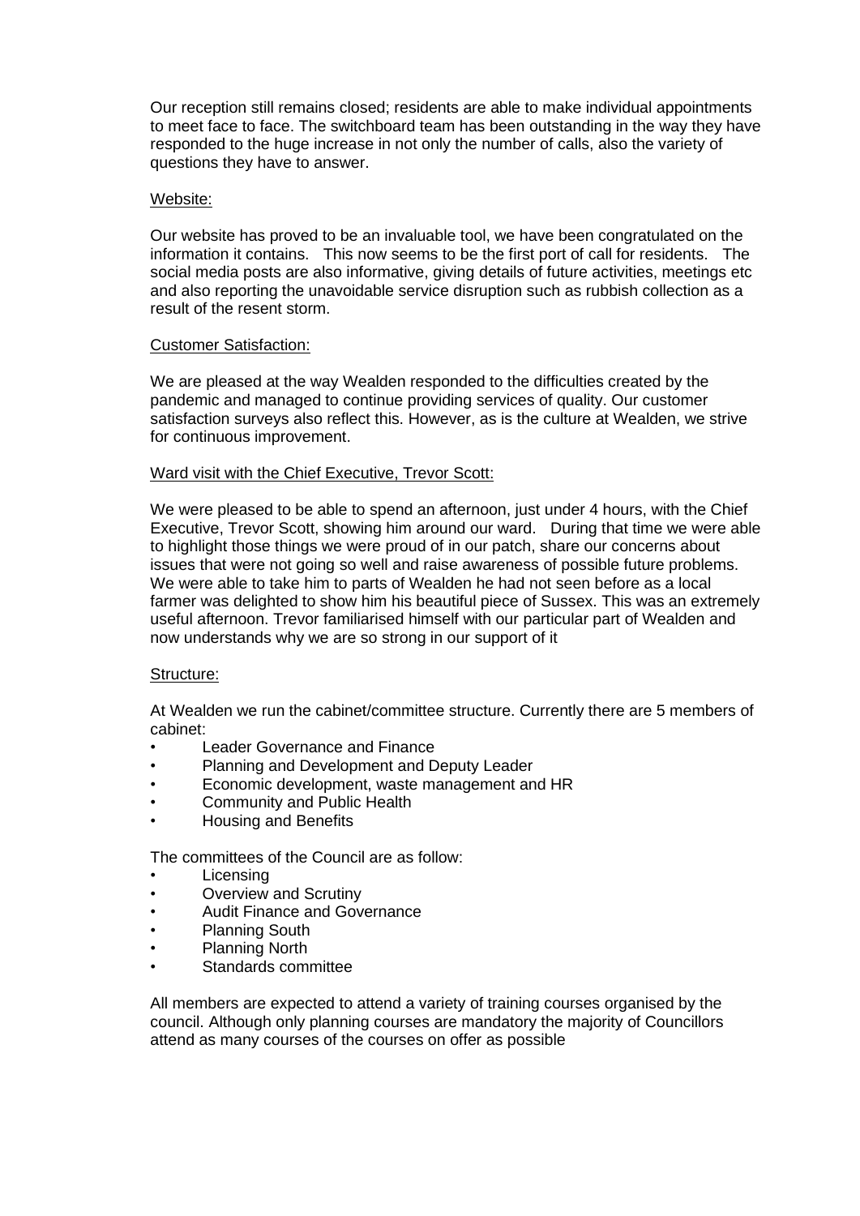Our reception still remains closed; residents are able to make individual appointments to meet face to face. The switchboard team has been outstanding in the way they have responded to the huge increase in not only the number of calls, also the variety of questions they have to answer.

Website:

Our website has proved to be an invaluable tool, we have been congratulated on the information it contains. This now seems to be the first port of call for residents. The social media posts are also informative, giving details of future activities, meetings etc and also reporting the unavoidable service disruption such as rubbish collection as a result of the resent storm.

Customer Satisfaction:

We are pleased at the way Wealden responded to the difficulties created by the pandemic and managed to continue providing services of quality. Our customer satisfaction surveys also reflect this. However, as is the culture at Wealden, we strive for continuous improvement.

Ward visit with the Chief Executive, Trevor Scott:

We were pleased to be able to spend an afternoon, just under 4 hours, with the Chief Executive, Trevor Scott, showing him around our ward. During that time we were able to highlight those things we were proud of in our patch, share our concerns about issues that were not going so well and raise awareness of possible future problems. We were able to take him to parts of Wealden he had not seen before as a local farmer was delighted to show him his beautiful piece of Sussex. This was an extremely useful afternoon. Trevor familiarised himself with our particular part of Wealden and now understands why we are so strong in our support of it

Structure:

At Wealden we run the cabinet/committee structure. Currently there are 5 members of cabinet:

- Leader Governance and Finance
- Planning and Development and Deputy Leader
- Economic development, waste management and HR
- Community and Public Health
- Housing and Benefits

The committees of the Council are as follow:

- Licensing
- Overview and Scrutiny
- Audit Finance and Governance
- Planning South
- Planning North
- Standards committee

All members are expected to attend a variety of training courses organised by the council. Although only planning courses are mandatory the majority of Councillors attend as many courses of the courses on offer as possible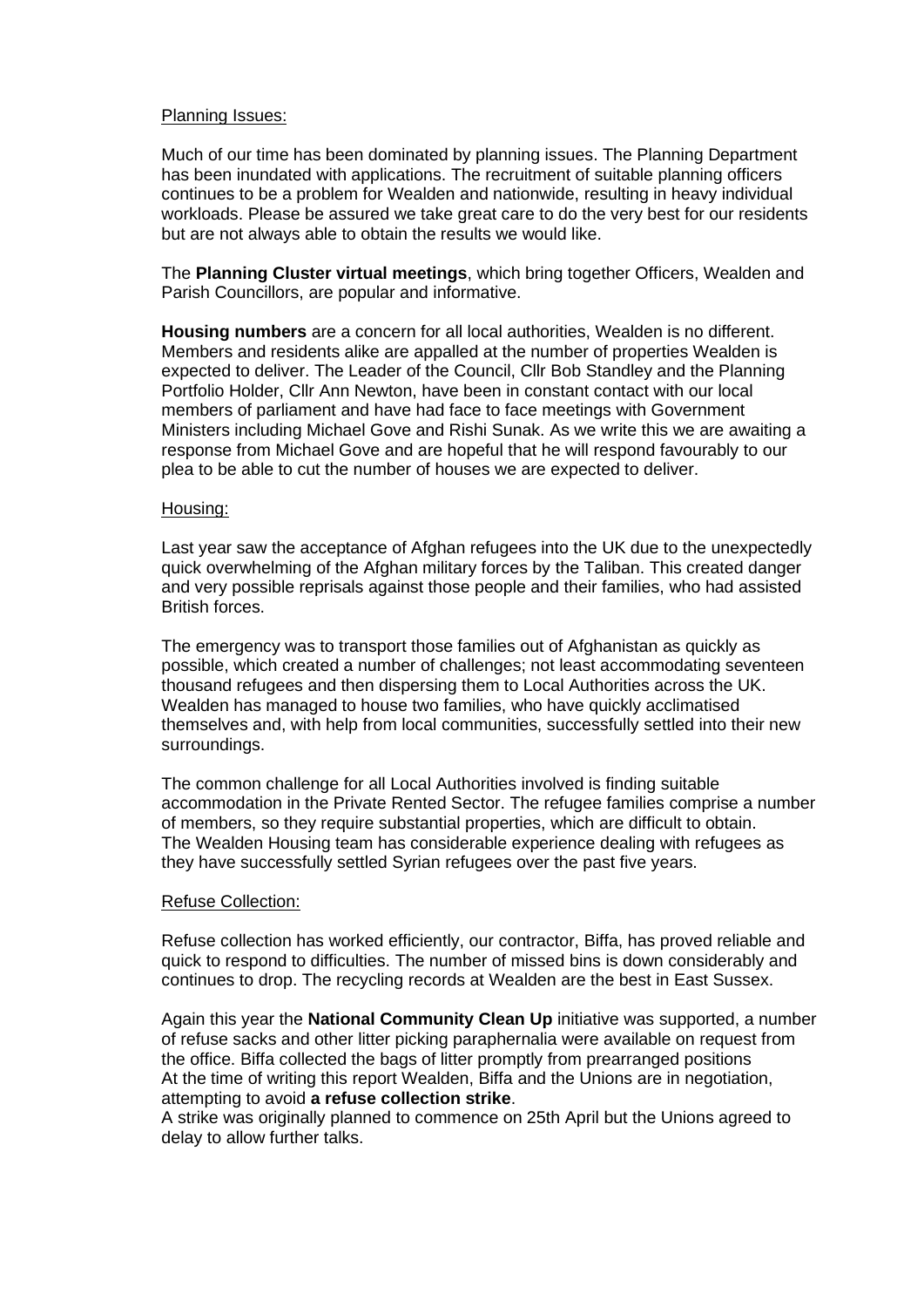Planning Issues:

Much of our time has been dominated by planning issues. The Planning Department has been inundated with applications. The recruitment of suitable planning officers continues to be a problem for Wealden and nationwide, resulting in heavy individual workloads. Please be assured we take great care to do the very best for our residents but are not always able to obtain the results we would like.

The **Planning Cluster virtual meetings**, which bring together Officers, Wealden and Parish Councillors, are popular and informative.

**Housing numbers** are a concern for all local authorities, Wealden is no different. Members and residents alike are appalled at the number of properties Wealden is expected to deliver. The Leader of the Council, Cllr Bob Standley and the Planning Portfolio Holder, Cllr Ann Newton, have been in constant contact with our local members of parliament and have had face to face meetings with Government Ministers including Michael Gove and Rishi Sunak. As we write this we are awaiting a response from Michael Gove and are hopeful that he will respond favourably to our plea to be able to cut the number of houses we are expected to deliver.

Housing:

Last year saw the acceptance of Afghan refugees into the UK due to the unexpectedly quick overwhelming of the Afghan military forces by the Taliban. This created danger and very possible reprisals against those people and their families, who had assisted British forces.

The emergency was to transport those families out of Afghanistan as quickly as possible, which created a number of challenges; not least accommodating seventeen thousand refugees and then dispersing them to Local Authorities across the UK. Wealden has managed to house two families, who have quickly acclimatised themselves and, with help from local communities, successfully settled into their new surroundings.

The common challenge for all Local Authorities involved is finding suitable accommodation in the Private Rented Sector. The refugee families comprise a number of members, so they require substantial properties, which are difficult to obtain. The Wealden Housing team has considerable experience dealing with refugees as they have successfully settled Syrian refugees over the past five years.

Refuse Collection:

Refuse collection has worked efficiently, our contractor, Biffa, has proved reliable and quick to respond to difficulties. The number of missed bins is down considerably and continues to drop. The recycling records at Wealden are the best in East Sussex.

Again this year the **National Community Clean Up** initiative was supported, a number of refuse sacks and other litter picking paraphernalia were available on request from the office. Biffa collected the bags of litter promptly from prearranged positions
At the time of writing this report Wealden, Biffa and the Unions are in negotiation, attempting to avoid **a refuse collection strike**.
A strike was originally planned to commence on 25th April but the Unions agreed to delay to allow further talks.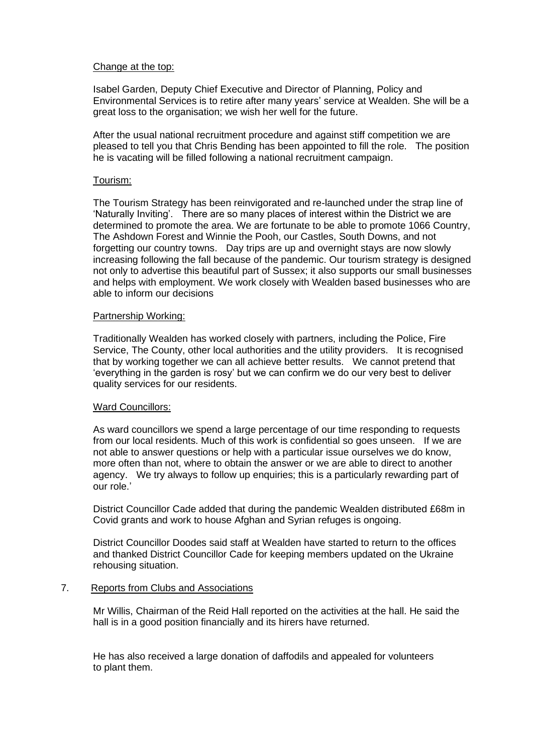Change at the top:

Isabel Garden, Deputy Chief Executive and Director of Planning, Policy and Environmental Services is to retire after many years' service at Wealden. She will be a great loss to the organisation; we wish her well for the future.

After the usual national recruitment procedure and against stiff competition we are pleased to tell you that Chris Bending has been appointed to fill the role. The position he is vacating will be filled following a national recruitment campaign.

Tourism:

The Tourism Strategy has been reinvigorated and re-launched under the strap line of 'Naturally Inviting'. There are so many places of interest within the District we are determined to promote the area. We are fortunate to be able to promote 1066 Country, The Ashdown Forest and Winnie the Pooh, our Castles, South Downs, and not forgetting our country towns. Day trips are up and overnight stays are now slowly increasing following the fall because of the pandemic. Our tourism strategy is designed not only to advertise this beautiful part of Sussex; it also supports our small businesses and helps with employment. We work closely with Wealden based businesses who are able to inform our decisions

Partnership Working:

Traditionally Wealden has worked closely with partners, including the Police, Fire Service, The County, other local authorities and the utility providers. It is recognised that by working together we can all achieve better results. We cannot pretend that 'everything in the garden is rosy' but we can confirm we do our very best to deliver quality services for our residents.

Ward Councillors:

As ward councillors we spend a large percentage of our time responding to requests from our local residents. Much of this work is confidential so goes unseen. If we are not able to answer questions or help with a particular issue ourselves we do know, more often than not, where to obtain the answer or we are able to direct to another agency. We try always to follow up enquiries; this is a particularly rewarding part of our role.'

District Councillor Cade added that during the pandemic Wealden distributed £68m in Covid grants and work to house Afghan and Syrian refuges is ongoing.

District Councillor Doodes said staff at Wealden have started to return to the offices and thanked District Councillor Cade for keeping members updated on the Ukraine rehousing situation.

7. Reports from Clubs and Associations

Mr Willis, Chairman of the Reid Hall reported on the activities at the hall. He said the hall is in a good position financially and its hirers have returned.

He has also received a large donation of daffodils and appealed for volunteers to plant them.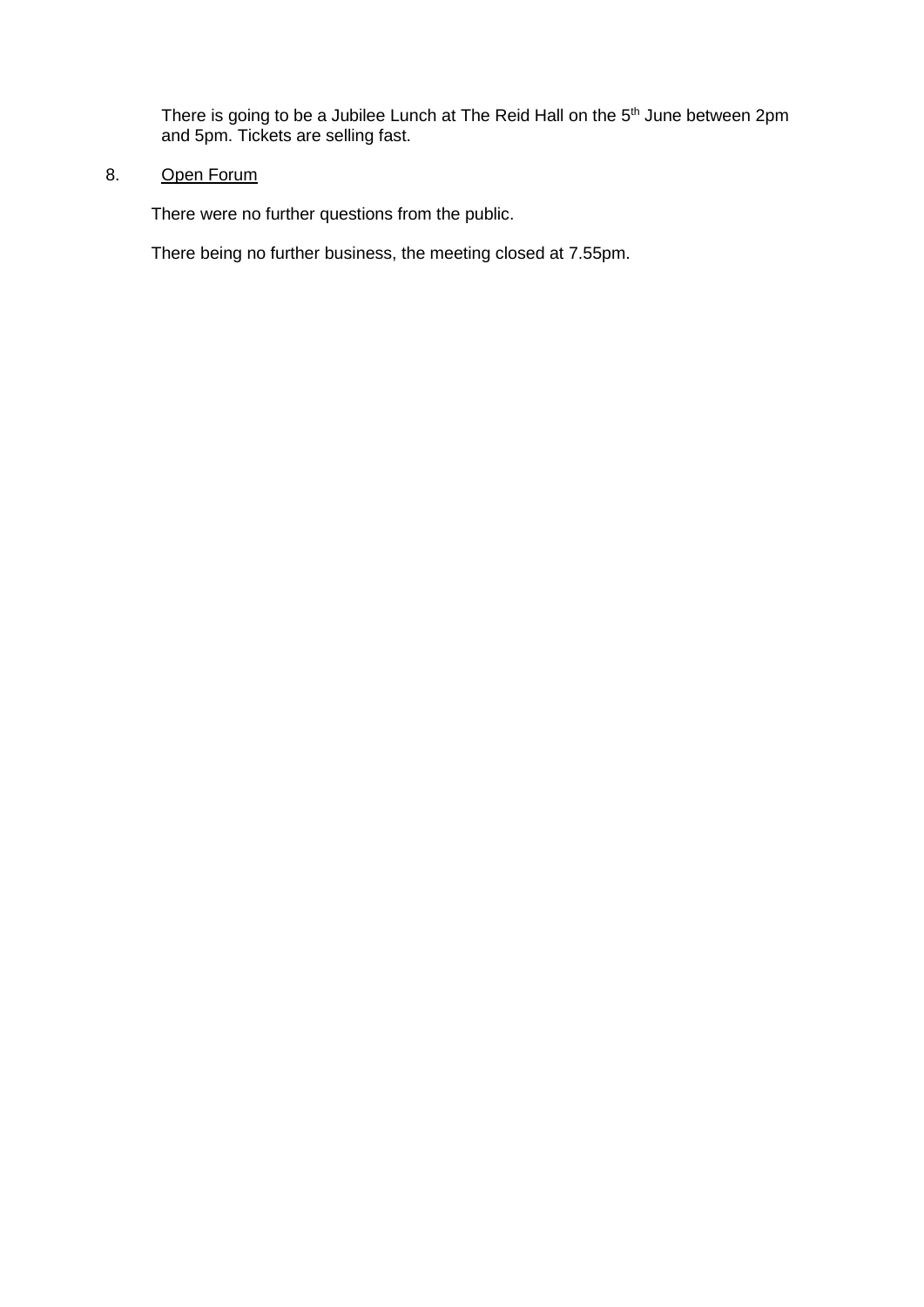There is going to be a Jubilee Lunch at The Reid Hall on the 5th June between 2pm and 5pm. Tickets are selling fast.

8. <u>Open Forum</u>

There were no further questions from the public.

There being no further business, the meeting closed at 7.55pm.